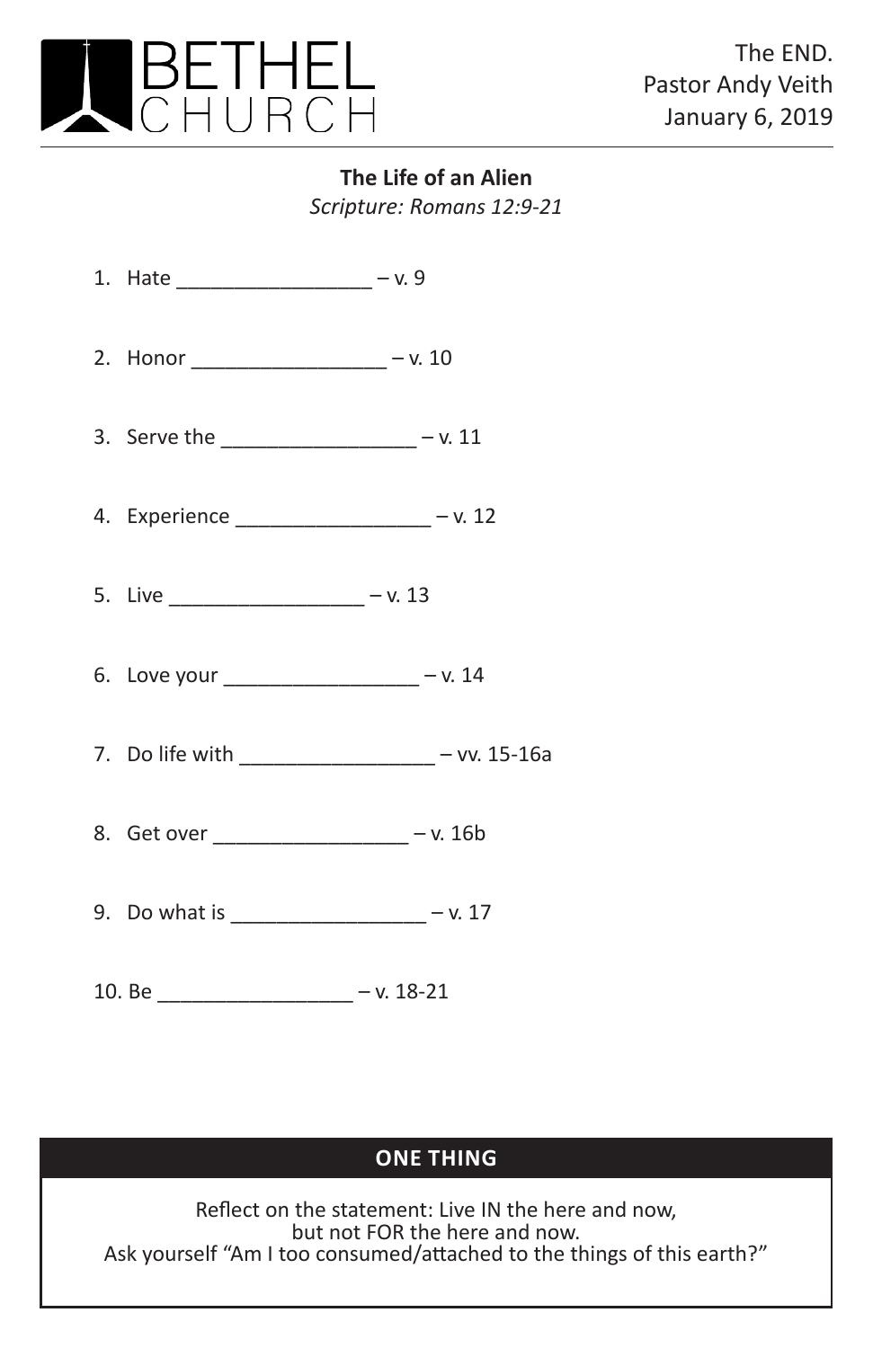# BETHEL CHURCH

The END.
Pastor Andy Veith
January 6, 2019

---

**The Life of an Alien**

*Scripture: Romans 12:9-21*

1. Hate _________________ – v. 9

2. Honor _________________ – v. 10

3. Serve the _________________ – v. 11

4. Experience _________________ – v. 12

5. Live _________________ – v. 13

6. Love your _________________ – v. 14

7. Do life with _________________ – vv. 15-16a

8. Get over _________________ – v. 16b

9. Do what is _________________ – v. 17

10. Be _________________ – v. 18-21

## ONE THING

Reflect on the statement: Live IN the here and now,
but not FOR the here and now.
Ask yourself “Am I too consumed/attached to the things of this earth?”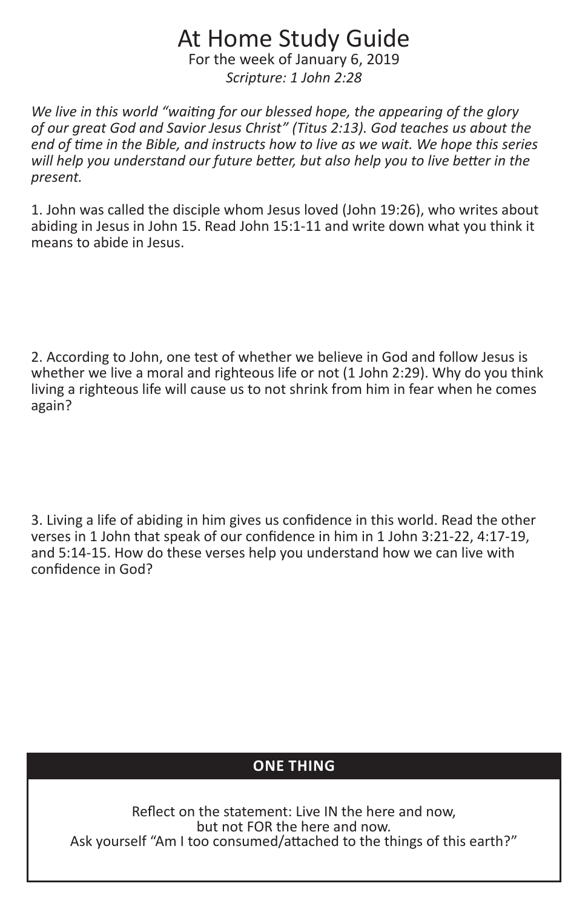# At Home Study Guide

For the week of January 6, 2019

*Scripture: 1 John 2:28*

*We live in this world "waiting for our blessed hope, the appearing of the glory of our great God and Savior Jesus Christ" (Titus 2:13). God teaches us about the end of time in the Bible, and instructs how to live as we wait. We hope this series will help you understand our future better, but also help you to live better in the present.*

1. John was called the disciple whom Jesus loved (John 19:26), who writes about abiding in Jesus in John 15. Read John 15:1-11 and write down what you think it means to abide in Jesus.

2. According to John, one test of whether we believe in God and follow Jesus is whether we live a moral and righteous life or not (1 John 2:29). Why do you think living a righteous life will cause us to not shrink from him in fear when he comes again?

3. Living a life of abiding in him gives us confidence in this world. Read the other verses in 1 John that speak of our confidence in him in 1 John 3:21-22, 4:17-19, and 5:14-15. How do these verses help you understand how we can live with confidence in God?

## ONE THING

Reflect on the statement: Live IN the here and now, but not FOR the here and now.

Ask yourself "Am I too consumed/attached to the things of this earth?"